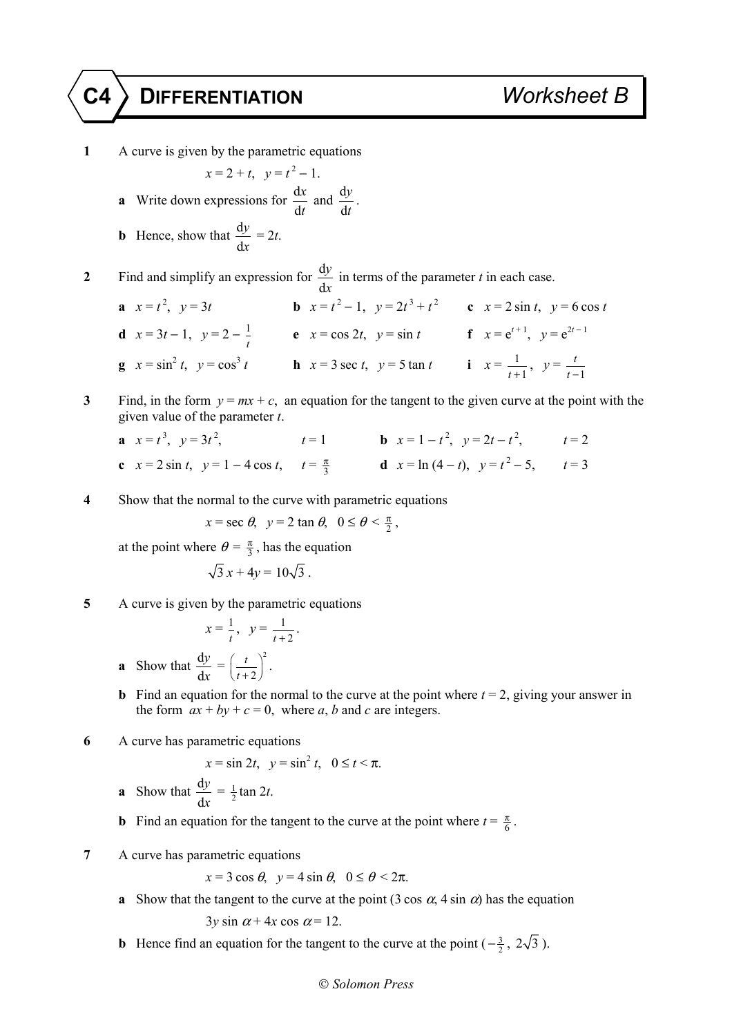# C4 DIFFERENTIATION — Worksheet B

**1** A curve is given by the parametric equations

$$x = 2 + t, \quad y = t^2 - 1.$$

**a** Write down expressions for $\frac{dx}{dt}$ and $\frac{dy}{dt}$.

**b** Hence, show that $\frac{dy}{dx} = 2t$.

**2** Find and simplify an expression for $\frac{dy}{dx}$ in terms of the parameter $t$ in each case.

**a** $x = t^2, \quad y = 3t$

**b** $x = t^2 - 1, \quad y = 2t^3 + t^2$

**c** $x = 2 \sin t, \quad y = 6 \cos t$

**d** $x = 3t - 1, \quad y = 2 - \frac{1}{t}$

**e** $x = \cos 2t, \quad y = \sin t$

**f** $x = e^{t+1}, \quad y = e^{2t-1}$

**g** $x = \sin^2 t, \quad y = \cos^3 t$

**h** $x = 3 \sec t, \quad y = 5 \tan t$

**i** $x = \frac{1}{t+1}, \quad y = \frac{t}{t-1}$

**3** Find, in the form $y = mx + c$, an equation for the tangent to the given curve at the point with the given value of the parameter $t$.

**a** $x = t^3, \quad y = 3t^2, \qquad t = 1$

**b** $x = 1 - t^2, \quad y = 2t - t^2, \qquad t = 2$

**c** $x = 2 \sin t, \quad y = 1 - 4 \cos t, \qquad t = \frac{\pi}{3}$

**d** $x = \ln (4 - t), \quad y = t^2 - 5, \qquad t = 3$

**4** Show that the normal to the curve with parametric equations

$$x = \sec \theta, \quad y = 2 \tan \theta, \quad 0 \le \theta < \frac{\pi}{2},$$

at the point where $\theta = \frac{\pi}{3}$, has the equation

$$\sqrt{3}\,x + 4y = 10\sqrt{3}.$$

**5** A curve is given by the parametric equations

$$x = \frac{1}{t}, \quad y = \frac{1}{t+2}.$$

**a** Show that $\frac{dy}{dx} = \left(\frac{t}{t+2}\right)^2$.

**b** Find an equation for the normal to the curve at the point where $t = 2$, giving your answer in the form $ax + by + c = 0$, where $a$, $b$ and $c$ are integers.

**6** A curve has parametric equations

$$x = \sin 2t, \quad y = \sin^2 t, \quad 0 \le t < \pi.$$

**a** Show that $\frac{dy}{dx} = \frac{1}{2} \tan 2t$.

**b** Find an equation for the tangent to the curve at the point where $t = \frac{\pi}{6}$.

**7** A curve has parametric equations

$$x = 3 \cos \theta, \quad y = 4 \sin \theta, \quad 0 \le \theta < 2\pi.$$

**a** Show that the tangent to the curve at the point $(3 \cos \alpha, 4 \sin \alpha)$ has the equation

$$3y \sin \alpha + 4x \cos \alpha = 12.$$

**b** Hence find an equation for the tangent to the curve at the point $(-\frac{3}{2}, 2\sqrt{3})$.

© Solomon Press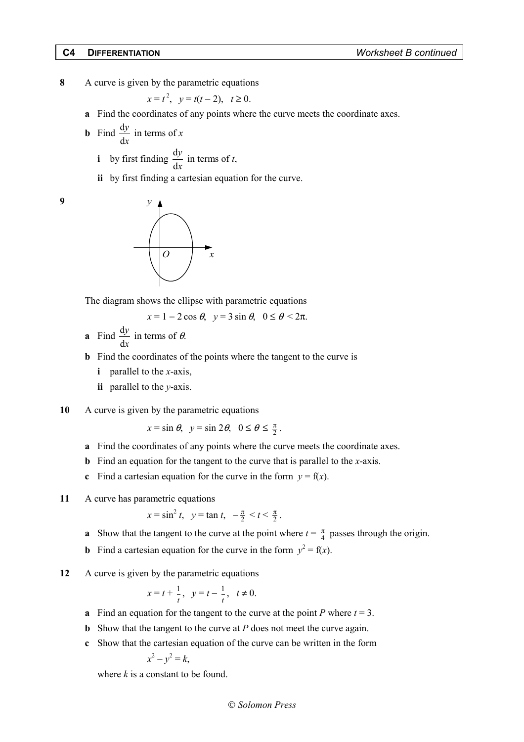**8** A curve is given by the parametric equations

$$x = t^2, \quad y = t(t - 2), \quad t \geq 0.$$

**a** Find the coordinates of any points where the curve meets the coordinate axes.

**b** Find $\frac{dy}{dx}$ in terms of $x$

**i** by first finding $\frac{dy}{dx}$ in terms of $t$,

**ii** by first finding a cartesian equation for the curve.

**9**

y

O x

The diagram shows the ellipse with parametric equations

$$x = 1 - 2\cos\theta, \quad y = 3\sin\theta, \quad 0 \leq \theta < 2\pi.$$

**a** Find $\frac{dy}{dx}$ in terms of $\theta$.

**b** Find the coordinates of the points where the tangent to the curve is

**i** parallel to the $x$-axis,

**ii** parallel to the $y$-axis.

**10** A curve is given by the parametric equations

$$x = \sin\theta, \quad y = \sin 2\theta, \quad 0 \leq \theta \leq \tfrac{\pi}{2}.$$

**a** Find the coordinates of any points where the curve meets the coordinate axes.

**b** Find an equation for the tangent to the curve that is parallel to the $x$-axis.

**c** Find a cartesian equation for the curve in the form $y = \text{f}(x)$.

**11** A curve has parametric equations

$$x = \sin^2 t, \quad y = \tan t, \quad -\tfrac{\pi}{2} < t < \tfrac{\pi}{2}.$$

**a** Show that the tangent to the curve at the point where $t = \frac{\pi}{4}$ passes through the origin.

**b** Find a cartesian equation for the curve in the form $y^2 = \text{f}(x)$.

**12** A curve is given by the parametric equations

$$x = t + \tfrac{1}{t}, \quad y = t - \tfrac{1}{t}, \quad t \neq 0.$$

**a** Find an equation for the tangent to the curve at the point $P$ where $t = 3$.

**b** Show that the tangent to the curve at $P$ does not meet the curve again.

**c** Show that the cartesian equation of the curve can be written in the form

$$x^2 - y^2 = k,$$

where $k$ is a constant to be found.